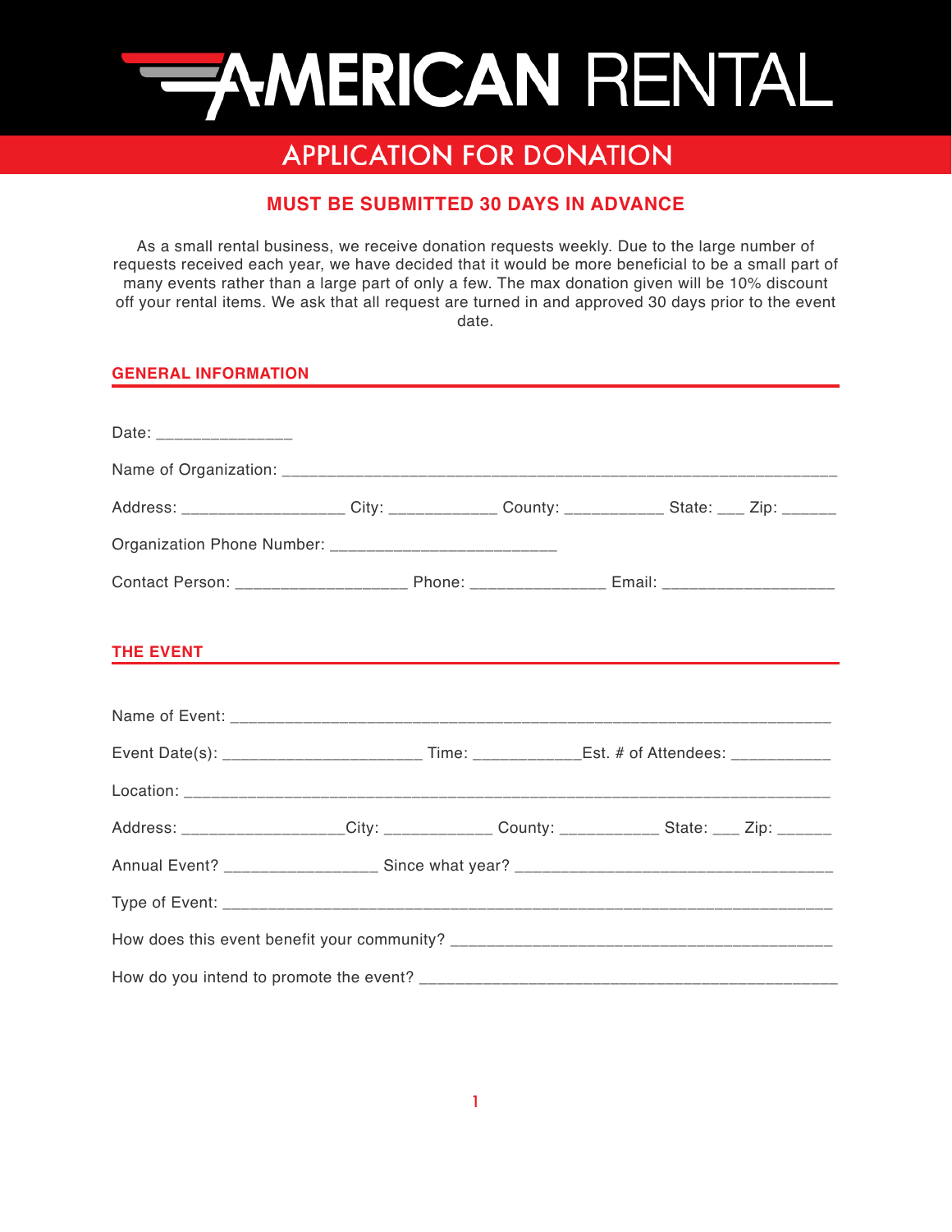# AMERICAN RENTAL

## APPLICATION FOR DONATION

**MUST BE SUBMITTED 30 DAYS IN ADVANCE**

As a small rental business, we receive donation requests weekly. Due to the large number of requests received each year, we have decided that it would be more beneficial to be a small part of many events rather than a large part of only a few. The max donation given will be 10% discount off your rental items. We ask that all request are turned in and approved 30 days prior to the event date.

### GENERAL INFORMATION

Date: _______________

Name of Organization: ____________________________________________________________

Address: __________________ City: ____________ County: ___________ State: ___ Zip: ______

Organization Phone Number: _________________________

Contact Person: ___________________ Phone: ______________ Email: __________________

### THE EVENT

Name of Event: __________________________________________________________________

Event Date(s): ______________________ Time: ____________Est. # of Attendees: ___________

Location: _______________________________________________________________________

Address: __________________City: ____________ County: ___________ State: ___ Zip: ______

Annual Event? _________________ Since what year? ___________________________________

Type of Event: ___________________________________________________________________

How does this event benefit your community? __________________________________________

How do you intend to promote the event? _____________________________________________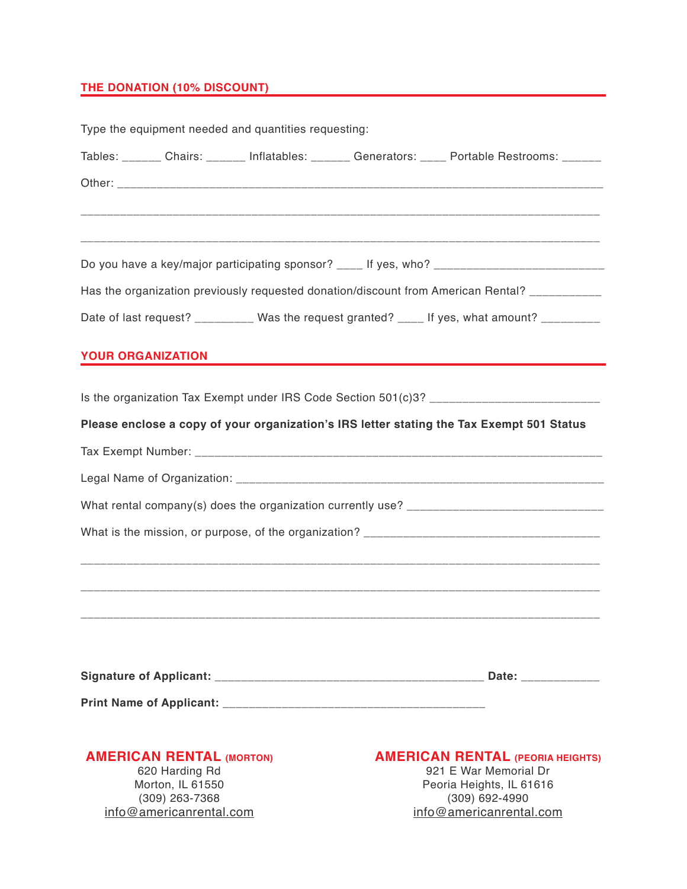## THE DONATION (10% DISCOUNT)

Type the equipment needed and quantities requesting:

Tables: ______ Chairs: ______ Inflatables: ______ Generators: ____ Portable Restrooms: ______

Other: ___________________________________________________________________________

___________________________________________________________________________

___________________________________________________________________________

Do you have a key/major participating sponsor? ____ If yes, who? __________________________

Has the organization previously requested donation/discount from American Rental? ___________

Date of last request? _________ Was the request granted? ____ If yes, what amount? _________

## YOUR ORGANIZATION

Is the organization Tax Exempt under IRS Code Section 501(c)3? __________________________

**Please enclose a copy of your organization's IRS letter stating the Tax Exempt 501 Status**

Tax Exempt Number: _________________________________________________________________

Legal Name of Organization: ___________________________________________________________

What rental company(s) does the organization currently use? ______________________________

What is the mission, or purpose, of the organization? ____________________________________

___________________________________________________________________________

___________________________________________________________________________

___________________________________________________________________________

**Signature of Applicant:** _________________________________________ **Date:** ___________

**Print Name of Applicant:** ________________________________________

**AMERICAN RENTAL (MORTON)**
620 Harding Rd
Morton, IL 61550
(309) 263-7368
info@americanrental.com

**AMERICAN RENTAL (PEORIA HEIGHTS)**
921 E War Memorial Dr
Peoria Heights, IL 61616
(309) 692-4990
info@americanrental.com